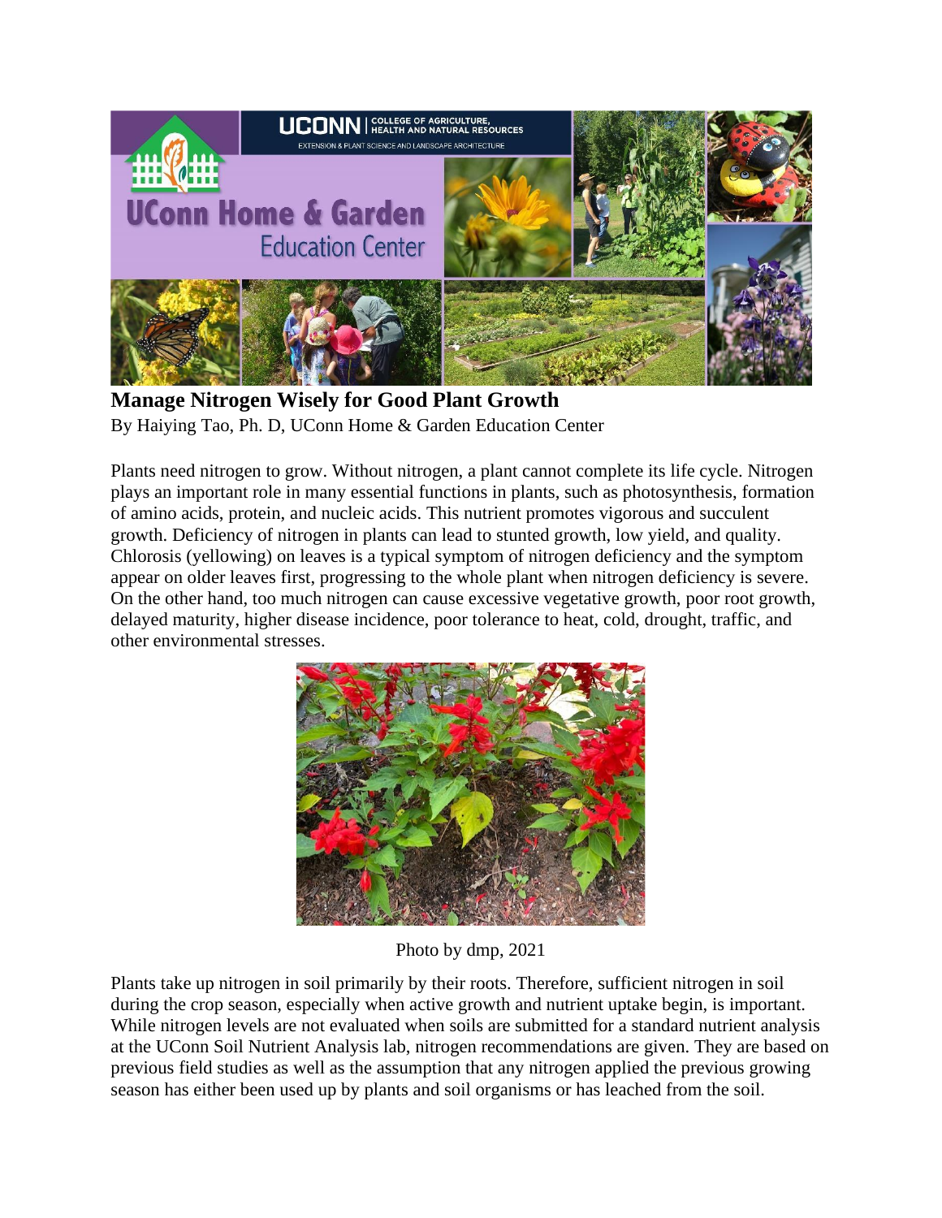# Manage Nitrogen Wisely for Good Plant Growth

By Haiying Tao, Ph. D, UConn Home & Garden Education Center

Plants need nitrogen to grow. Without nitrogen, a plant cannot complete its life cycle. Nitrogen plays an important role in many essential functions in plants, such as photosynthesis, formation of amino acids, protein, and nucleic acids. This nutrient promotes vigorous and succulent growth. Deficiency of nitrogen in plants can lead to stunted growth, low yield, and quality. Chlorosis (yellowing) on leaves is a typical symptom of nitrogen deficiency and the symptom appear on older leaves first, progressing to the whole plant when nitrogen deficiency is severe. On the other hand, too much nitrogen can cause excessive vegetative growth, poor root growth, delayed maturity, higher disease incidence, poor tolerance to heat, cold, drought, traffic, and other environmental stresses.

Photo by dmp, 2021

Plants take up nitrogen in soil primarily by their roots. Therefore, sufficient nitrogen in soil during the crop season, especially when active growth and nutrient uptake begin, is important. While nitrogen levels are not evaluated when soils are submitted for a standard nutrient analysis at the UConn Soil Nutrient Analysis lab, nitrogen recommendations are given. They are based on previous field studies as well as the assumption that any nitrogen applied the previous growing season has either been used up by plants and soil organisms or has leached from the soil.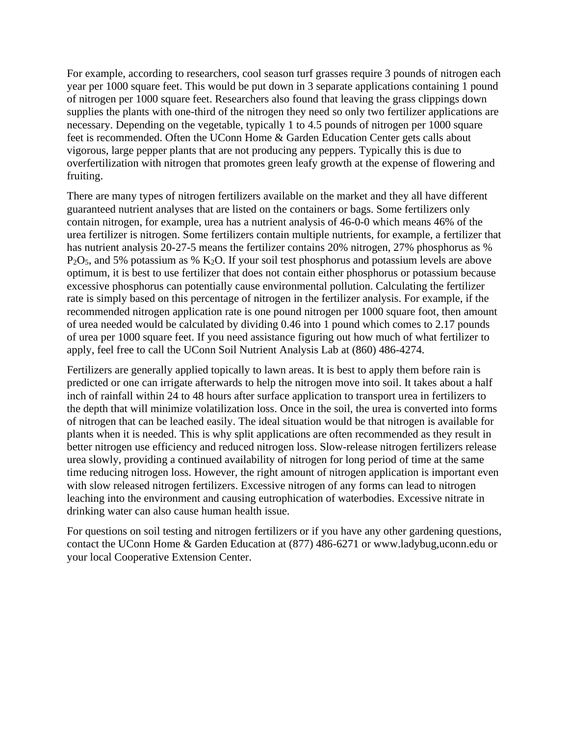For example, according to researchers, cool season turf grasses require 3 pounds of nitrogen each year per 1000 square feet. This would be put down in 3 separate applications containing 1 pound of nitrogen per 1000 square feet. Researchers also found that leaving the grass clippings down supplies the plants with one-third of the nitrogen they need so only two fertilizer applications are necessary. Depending on the vegetable, typically 1 to 4.5 pounds of nitrogen per 1000 square feet is recommended. Often the UConn Home & Garden Education Center gets calls about vigorous, large pepper plants that are not producing any peppers. Typically this is due to overfertilization with nitrogen that promotes green leafy growth at the expense of flowering and fruiting.

There are many types of nitrogen fertilizers available on the market and they all have different guaranteed nutrient analyses that are listed on the containers or bags. Some fertilizers only contain nitrogen, for example, urea has a nutrient analysis of 46-0-0 which means 46% of the urea fertilizer is nitrogen. Some fertilizers contain multiple nutrients, for example, a fertilizer that has nutrient analysis 20-27-5 means the fertilizer contains 20% nitrogen, 27% phosphorus as % $P_2O_5$, and 5% potassium as % $K_2O$. If your soil test phosphorus and potassium levels are above optimum, it is best to use fertilizer that does not contain either phosphorus or potassium because excessive phosphorus can potentially cause environmental pollution. Calculating the fertilizer rate is simply based on this percentage of nitrogen in the fertilizer analysis. For example, if the recommended nitrogen application rate is one pound nitrogen per 1000 square foot, then amount of urea needed would be calculated by dividing 0.46 into 1 pound which comes to 2.17 pounds of urea per 1000 square feet. If you need assistance figuring out how much of what fertilizer to apply, feel free to call the UConn Soil Nutrient Analysis Lab at (860) 486-4274.

Fertilizers are generally applied topically to lawn areas. It is best to apply them before rain is predicted or one can irrigate afterwards to help the nitrogen move into soil. It takes about a half inch of rainfall within 24 to 48 hours after surface application to transport urea in fertilizers to the depth that will minimize volatilization loss. Once in the soil, the urea is converted into forms of nitrogen that can be leached easily. The ideal situation would be that nitrogen is available for plants when it is needed. This is why split applications are often recommended as they result in better nitrogen use efficiency and reduced nitrogen loss. Slow-release nitrogen fertilizers release urea slowly, providing a continued availability of nitrogen for long period of time at the same time reducing nitrogen loss. However, the right amount of nitrogen application is important even with slow released nitrogen fertilizers. Excessive nitrogen of any forms can lead to nitrogen leaching into the environment and causing eutrophication of waterbodies. Excessive nitrate in drinking water can also cause human health issue.

For questions on soil testing and nitrogen fertilizers or if you have any other gardening questions, contact the UConn Home & Garden Education at (877) 486-6271 or www.ladybug,uconn.edu or your local Cooperative Extension Center.